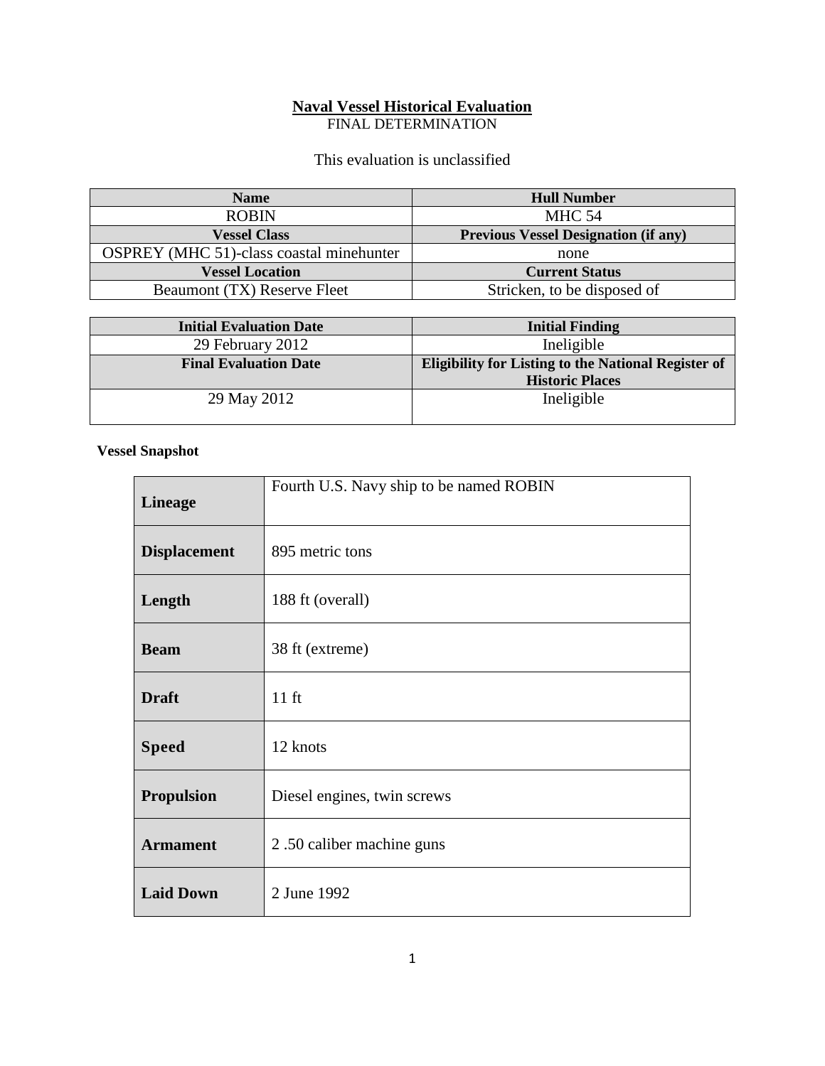# Naval Vessel Historical Evaluation

FINAL DETERMINATION

This evaluation is unclassified

| Name | Hull Number |
|---|---|
| ROBIN | MHC 54 |
| **Vessel Class** | **Previous Vessel Designation (if any)** |
| OSPREY (MHC 51)-class coastal minehunter | none |
| **Vessel Location** | **Current Status** |
| Beaumont (TX) Reserve Fleet | Stricken, to be disposed of |

| Initial Evaluation Date | Initial Finding |
|---|---|
| 29 February 2012 | Ineligible |
| **Final Evaluation Date** | **Eligibility for Listing to the National Register of Historic Places** |
| 29 May 2012 | Ineligible |

**Vessel Snapshot**

| | |
|---|---|
| **Lineage** | Fourth U.S. Navy ship to be named ROBIN |
| **Displacement** | 895 metric tons |
| **Length** | 188 ft (overall) |
| **Beam** | 38 ft (extreme) |
| **Draft** | 11 ft |
| **Speed** | 12 knots |
| **Propulsion** | Diesel engines, twin screws |
| **Armament** | 2 .50 caliber machine guns |
| **Laid Down** | 2 June 1992 |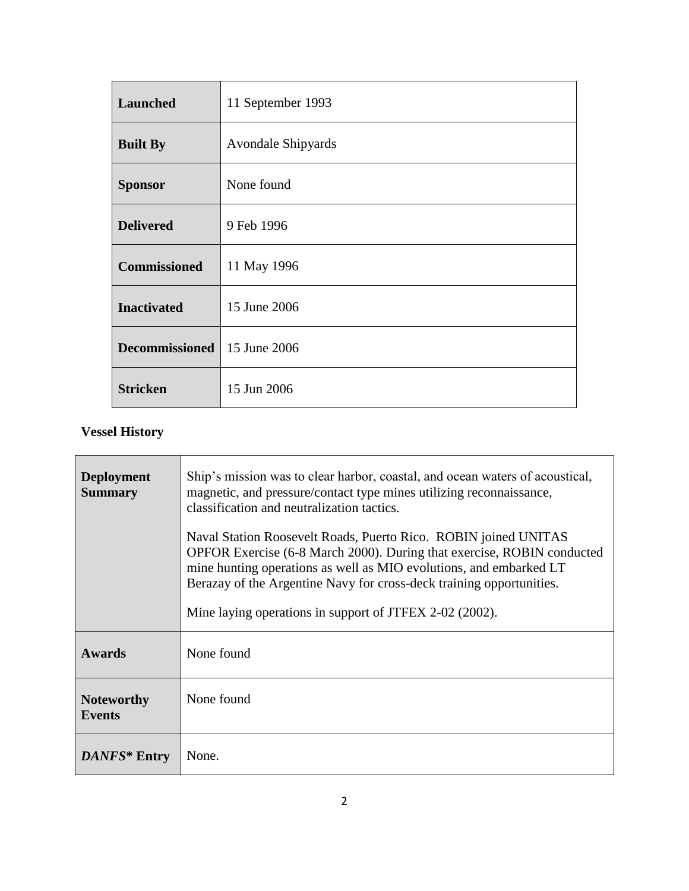| | |
|---|---|
| **Launched** | 11 September 1993 |
| **Built By** | Avondale Shipyards |
| **Sponsor** | None found |
| **Delivered** | 9 Feb 1996 |
| **Commissioned** | 11 May 1996 |
| **Inactivated** | 15 June 2006 |
| **Decommissioned** | 15 June 2006 |
| **Stricken** | 15 Jun 2006 |

**Vessel History**

| | |
|---|---|
| **Deployment Summary** | Ship's mission was to clear harbor, coastal, and ocean waters of acoustical, magnetic, and pressure/contact type mines utilizing reconnaissance, classification and neutralization tactics.<br><br>Naval Station Roosevelt Roads, Puerto Rico. ROBIN joined UNITAS OPFOR Exercise (6-8 March 2000). During that exercise, ROBIN conducted mine hunting operations as well as MIO evolutions, and embarked LT Berazay of the Argentine Navy for cross-deck training opportunities.<br><br>Mine laying operations in support of JTFEX 2-02 (2002). |
| **Awards** | None found |
| **Noteworthy Events** | None found |
| ***DANFS*\* Entry** | None. |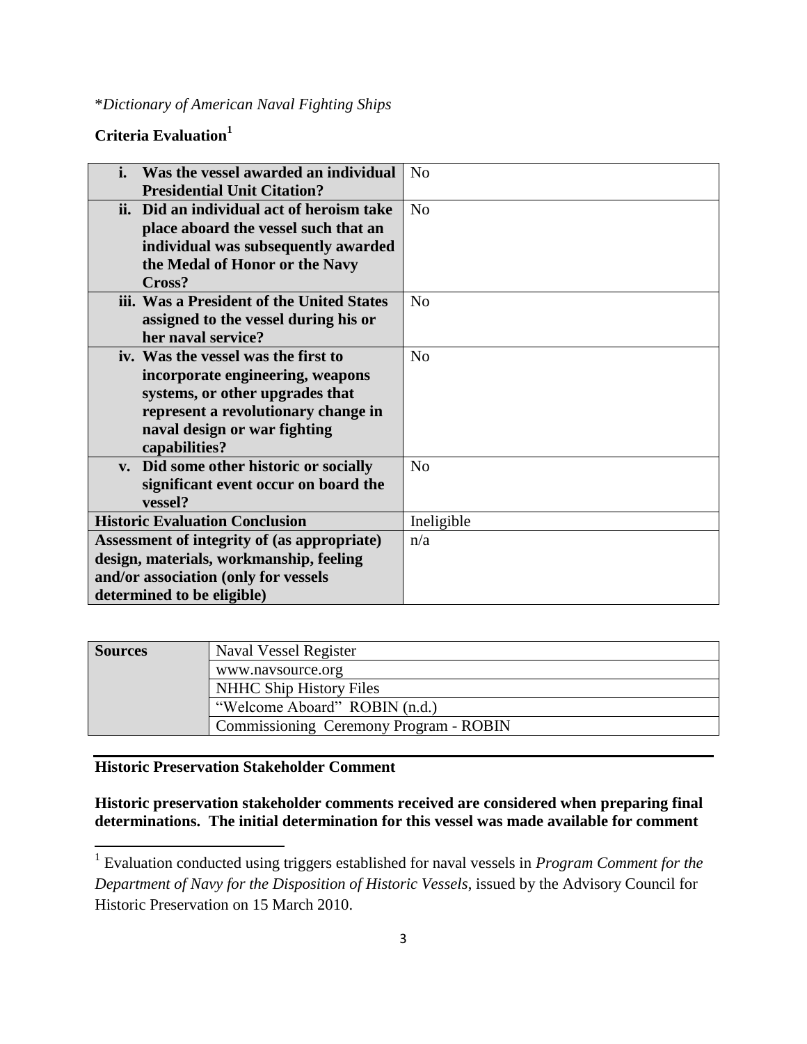**Dictionary of American Naval Fighting Ships*

**Criteria Evaluation**[1]

| | |
|---|---|
| **i. Was the vessel awarded an individual Presidential Unit Citation?** | No |
| **ii. Did an individual act of heroism take place aboard the vessel such that an individual was subsequently awarded the Medal of Honor or the Navy Cross?** | No |
| **iii. Was a President of the United States assigned to the vessel during his or her naval service?** | No |
| **iv. Was the vessel was the first to incorporate engineering, weapons systems, or other upgrades that represent a revolutionary change in naval design or war fighting capabilities?** | No |
| **v. Did some other historic or socially significant event occur on board the vessel?** | No |
| **Historic Evaluation Conclusion** | Ineligible |
| **Assessment of integrity of (as appropriate) design, materials, workmanship, feeling and/or association (only for vessels determined to be eligible)** | n/a |

| | |
|---|---|
| **Sources** | Naval Vessel Register |
| | www.navsource.org |
| | NHHC Ship History Files |
| | "Welcome Aboard" ROBIN (n.d.) |
| | Commissioning Ceremony Program - ROBIN |

**Historic Preservation Stakeholder Comment**

**Historic preservation stakeholder comments received are considered when preparing final determinations. The initial determination for this vessel was made available for comment**

[1] Evaluation conducted using triggers established for naval vessels in *Program Comment for the Department of Navy for the Disposition of Historic Vessels*, issued by the Advisory Council for Historic Preservation on 15 March 2010.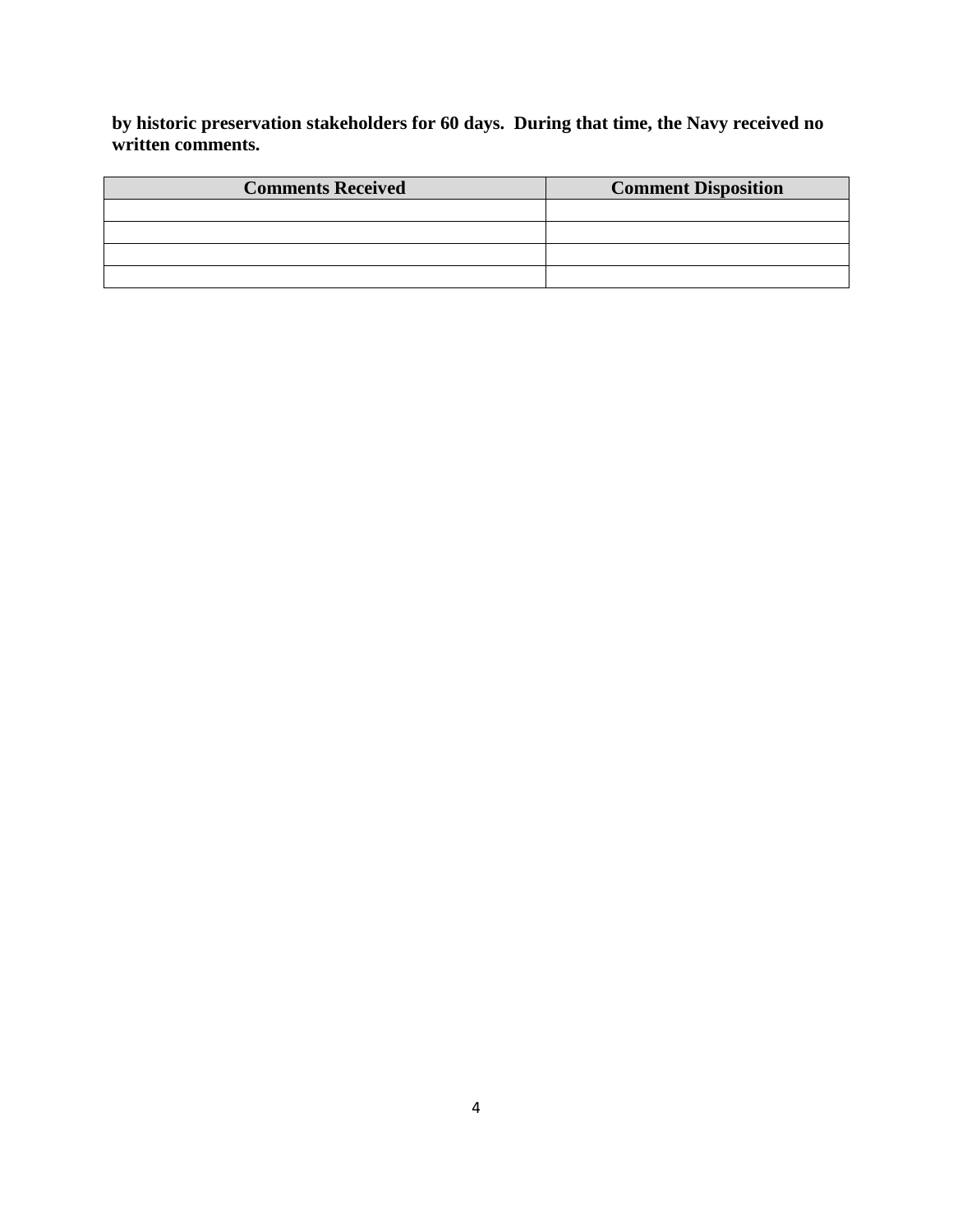**by historic preservation stakeholders for 60 days. During that time, the Navy received no written comments.**

| Comments Received | Comment Disposition |
|---|---|
| | |
| | |
| | |
| | |